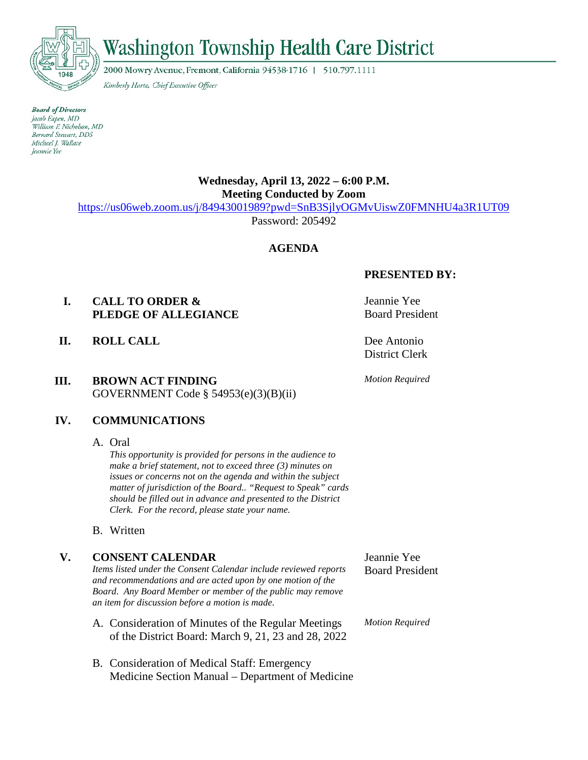# Washington Township Health Care District

2000 Mowry Avenue, Fremont, California 94538-1716 | 510.797.1111

*Kimberly Hartz, Chief Executive Officer*

***Board of Directors***
*Jacob Eapen, MD*
*William F. Nicholson, MD*
*Bernard Stewart, DDS*
*Michael J. Wallace*
*Jeannie Yee*

**Wednesday, April 13, 2022 – 6:00 P.M.**
**Meeting Conducted by Zoom**
https://us06web.zoom.us/j/84943001989?pwd=SnB3SjlyOGMvUiswZ0FMNHU4a3R1UT09
Password: 205492

## AGENDA

| | | **PRESENTED BY:** |
|---|---|---|
| **I.** | **CALL TO ORDER & PLEDGE OF ALLEGIANCE** | Jeannie Yee<br>Board President |
| **II.** | **ROLL CALL** | Dee Antonio<br>District Clerk |
| **III.** | **BROWN ACT FINDING**<br>GOVERNMENT Code § 54953(e)(3)(B)(ii) | *Motion Required* |

**IV. COMMUNICATIONS**

A. Oral
*This opportunity is provided for persons in the audience to make a brief statement, not to exceed three (3) minutes on issues or concerns not on the agenda and within the subject matter of jurisdiction of the Board.. "Request to Speak" cards should be filled out in advance and presented to the District Clerk. For the record, please state your name.*

B. Written

**V. CONSENT CALENDAR** — Jeannie Yee, Board President
*Items listed under the Consent Calendar include reviewed reports and recommendations and are acted upon by one motion of the Board. Any Board Member or member of the public may remove an item for discussion before a motion is made.*

A. Consideration of Minutes of the Regular Meetings of the District Board: March 9, 21, 23 and 28, 2022 — *Motion Required*

B. Consideration of Medical Staff: Emergency Medicine Section Manual – Department of Medicine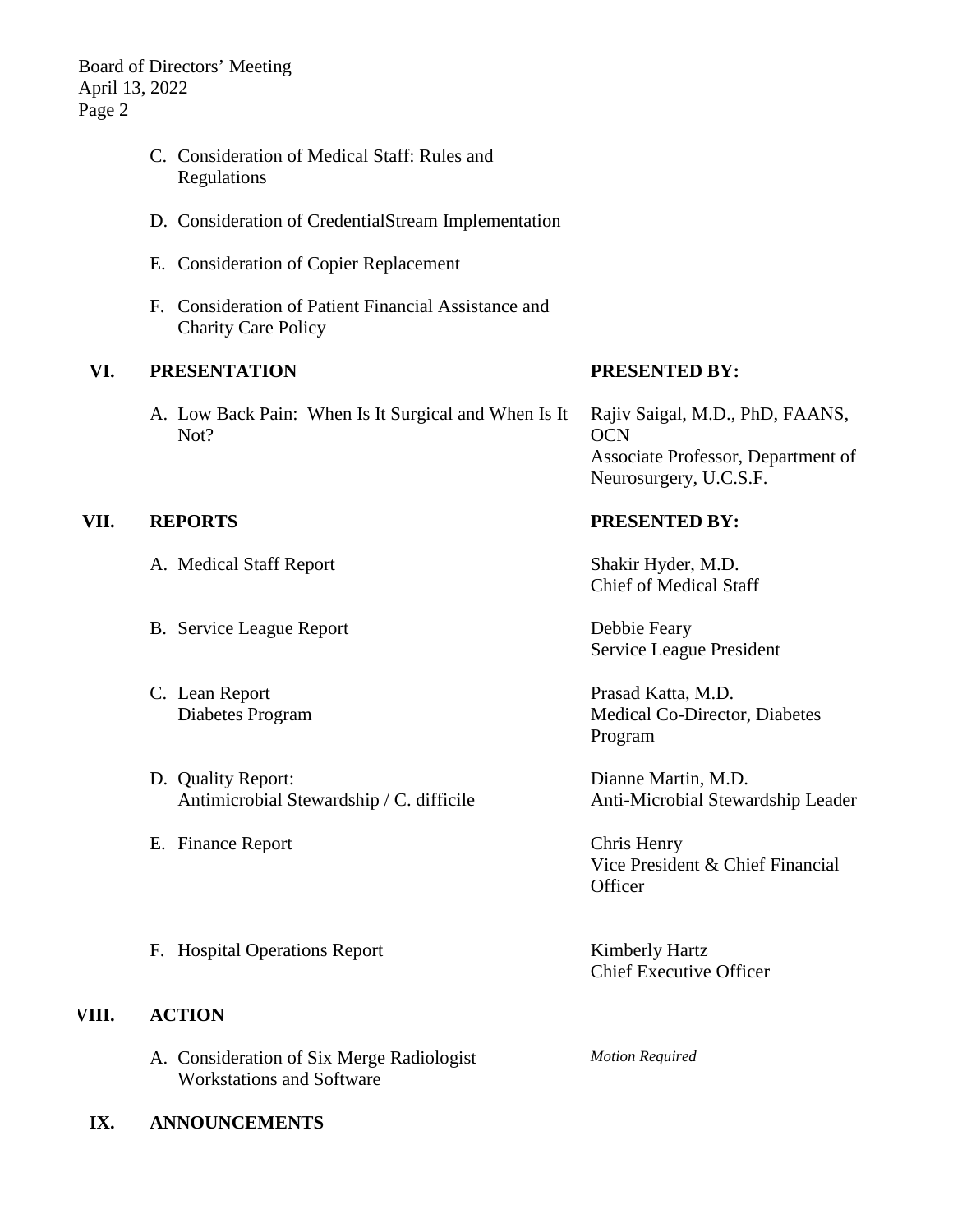C. Consideration of Medical Staff: Rules and Regulations

D. Consideration of CredentialStream Implementation

E. Consideration of Copier Replacement

F. Consideration of Patient Financial Assistance and Charity Care Policy

| | | |
|---|---|---|
| **VI.** | **PRESENTATION** | **PRESENTED BY:** |
| | A. Low Back Pain: When Is It Surgical and When Is It Not? | Rajiv Saigal, M.D., PhD, FAANS, OCN<br>Associate Professor, Department of Neurosurgery, U.C.S.F. |
| **VII.** | **REPORTS** | **PRESENTED BY:** |
| | A. Medical Staff Report | Shakir Hyder, M.D.<br>Chief of Medical Staff |
| | B. Service League Report | Debbie Feary<br>Service League President |
| | C. Lean Report<br>Diabetes Program | Prasad Katta, M.D.<br>Medical Co-Director, Diabetes Program |
| | D. Quality Report:<br>Antimicrobial Stewardship / C. difficile | Dianne Martin, M.D.<br>Anti-Microbial Stewardship Leader |
| | E. Finance Report | Chris Henry<br>Vice President & Chief Financial Officer |
| | F. Hospital Operations Report | Kimberly Hartz<br>Chief Executive Officer |
| **VIII.** | **ACTION** | |
| | A. Consideration of Six Merge Radiologist Workstations and Software | *Motion Required* |
| **IX.** | **ANNOUNCEMENTS** | |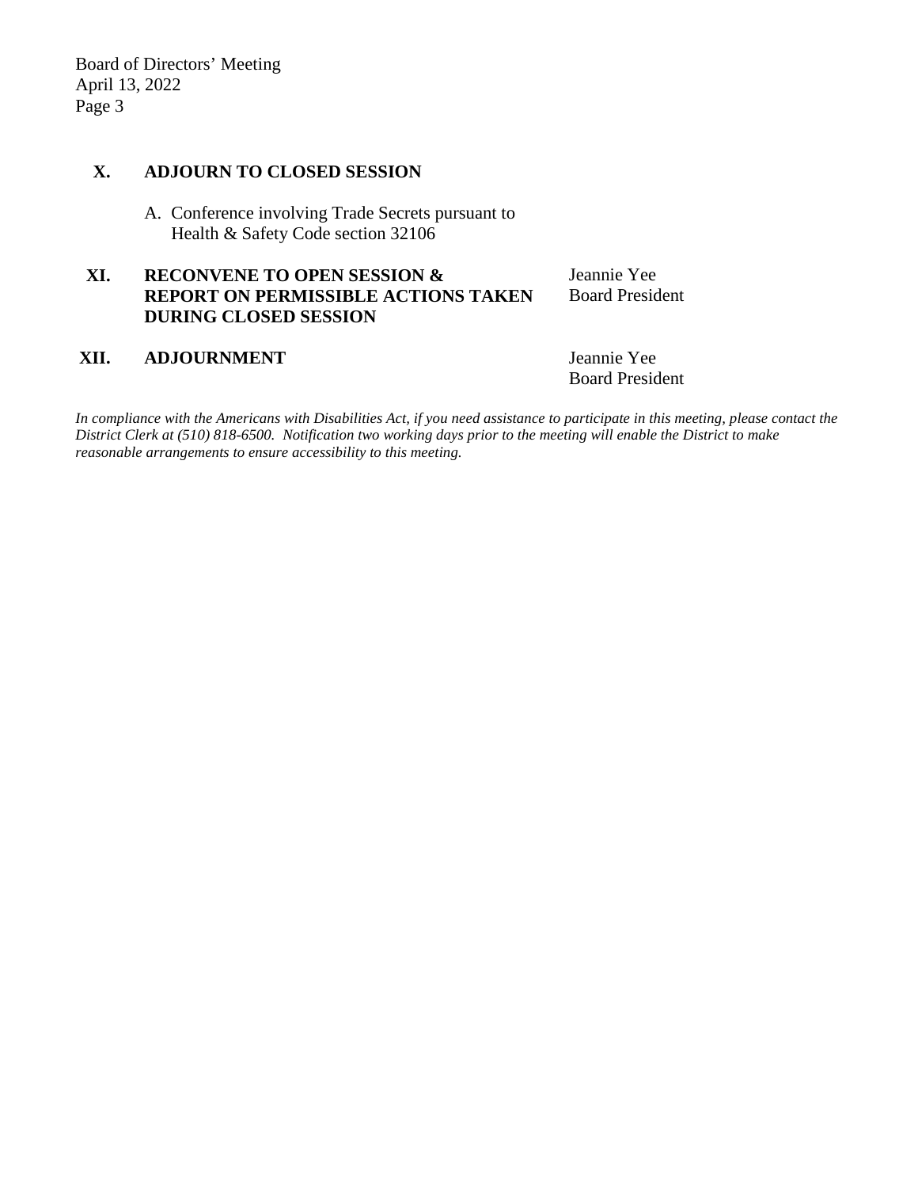## X. ADJOURN TO CLOSED SESSION

A. Conference involving Trade Secrets pursuant to Health & Safety Code section 32106

## XI. RECONVENE TO OPEN SESSION & REPORT ON PERMISSIBLE ACTIONS TAKEN DURING CLOSED SESSION

Jeannie Yee
Board President

## XII. ADJOURNMENT

Jeannie Yee
Board President

*In compliance with the Americans with Disabilities Act, if you need assistance to participate in this meeting, please contact the District Clerk at (510) 818-6500. Notification two working days prior to the meeting will enable the District to make reasonable arrangements to ensure accessibility to this meeting.*